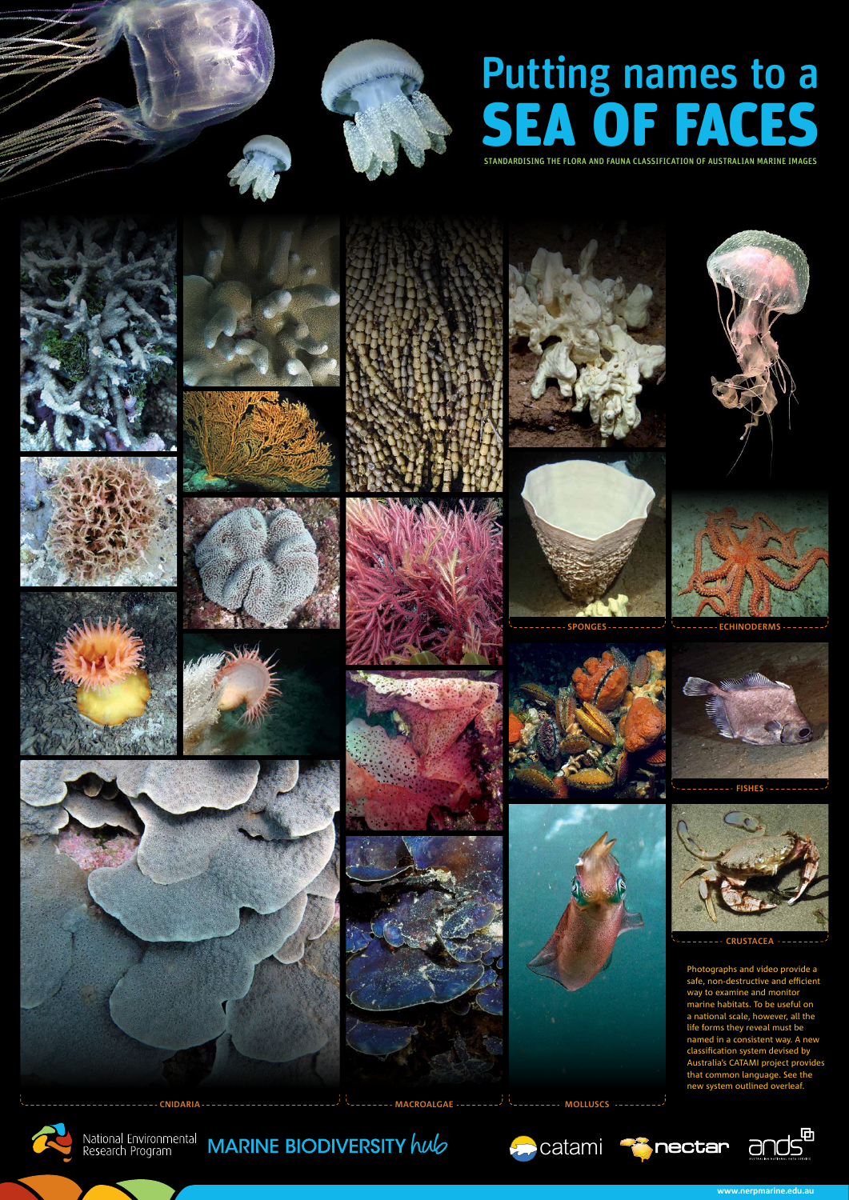# Putting names to a SEA OF FACES

STANDARDISING THE FLORA AND FAUNA CLASSIFICATION OF AUSTRALIAN MARINE IMAGES

SPONGES

ECHINODERMS

FISHES

CRUSTACEA

CNIDARIA

MACROALGAE

MOLLUSCS

Photographs and video provide a safe, non-destructive and efficient way to examine and monitor marine habitats. To be useful on a national scale, however, all the life forms they reveal must be named in a consistent way. A new classification system devised by Australia's CATAMI project provides that common language. See the new system outlined overleaf.

National Environmental Research Program

MARINE BIODIVERSITY hub

catami

nectar

ands

www.nerpmarine.edu.au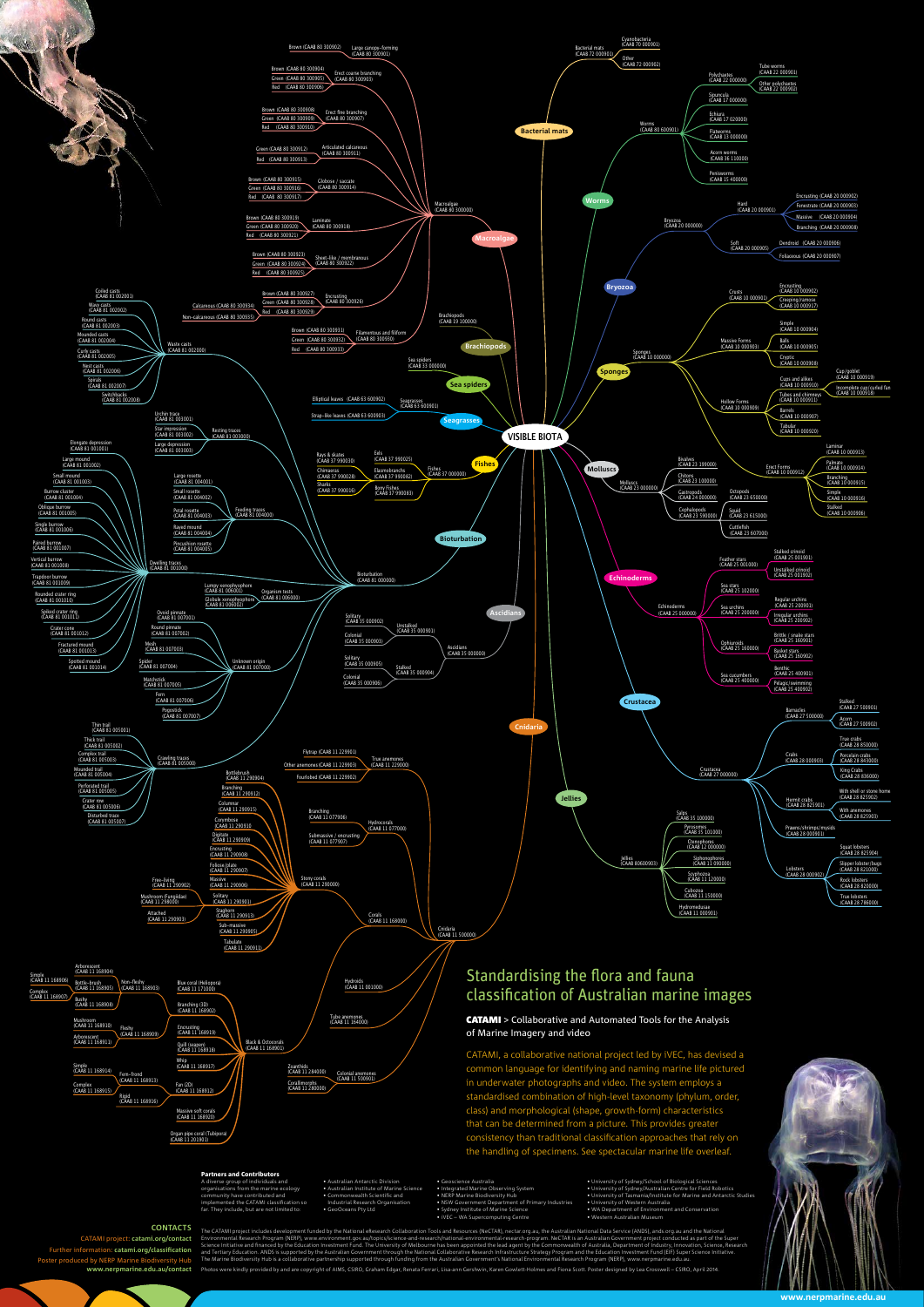VISIBLE BIOTA

Bacterial mats
Bacterial mats (CAAB 72 000903)
Cyanobacteria (CAAB 70 000901)
Other (CAAB 72 000902)

Macroalgae
Macroalgae (CAAB 80 300000)
Large canopy-forming (CAAB 80 300901)
Brown (CAAB 80 300902)
Erect coarse branching (CAAB 80 300903)
Brown (CAAB 80 300904)
Green (CAAB 80 300905)
Red (CAAB 80 300906)
Erect fine branching (CAAB 80 300907)
Brown (CAAB 80 300908)
Green (CAAB 80 300909)
Red (CAAB 80 300910)
Articulated calcareous (CAAB 80 300911)
Green (CAAB 80 300912)
Red (CAAB 80 300913)
Globose / saccate (CAAB 80 300914)
Brown (CAAB 80 300915)
Green (CAAB 80 300916)
Red (CAAB 80 300917)
Laminate (CAAB 80 300918)
Brown (CAAB 80 300919)
Green (CAAB 80 300920)
Red (CAAB 80 300921)
Sheet-like / membranous (CAAB 80 300922)
Brown (CAAB 80 300923)
Green (CAAB 80 300924)
Red (CAAB 80 300925)
Encrusting (CAAB 80 300926)
Brown (CAAB 80 300927)
Green (CAAB 80 300928)
Red (CAAB 80 300929)
Calcareous (CAAB 80 300934)
Non-calcareous (CAAB 80 300935)
Filamentous and filiform (CAAB 80 300930)
Brown (CAAB 80 300931)
Green (CAAB 80 300932)
Red (CAAB 80 300933)

Brachiopods
Brachiopods (CAAB 19 100000)

Sea spiders
Sea spiders (CAAB 33 000000)

Seagrasses
Seagrasses (CAAB 63 600901)
Elliptical leaves (CAAB 63 600902)
Strap-like leaves (CAAB 63 600903)

Fishes
Fishes (CAAB 37 000000)
Eels (CAAB 37 990025)
Elasmobranchs (CAAB 37 990082)
Rays & skates (CAAB 37 990030)
Chimaeras (CAAB 37 990028)
Sharks (CAAB 37 990016)
Bony Fishes (CAAB 37 990083)

Bioturbation
Bioturbation (CAAB 81 000000)
Waste casts (CAAB 81 002000)
Coiled casts (CAAB 81 002001)
Wavy casts (CAAB 81 002002)
Round casts (CAAB 81 002003)
Mounded casts (CAAB 81 002004)
Curly casts (CAAB 81 002005)
Nest casts (CAAB 81 002006)
Spirals (CAAB 81 002007)
Switchbacks (CAAB 81 002008)
Resting traces (CAAB 81 003000)
Urchin trace (CAAB 81 003001)
Star impression (CAAB 81 003002)
Large depression (CAAB 81 003003)
Feeding traces (CAAB 81 004000)
Large rosette (CAAB 81 004001)
Small rosette (CAAB 81 004002)
Petal rosette (CAAB 81 004003)
Rayed mound (CAAB 81 004004)
Pincushion rosette (CAAB 81 004005)
Dwelling traces (CAAB 81 001000)
Elongate depression (CAAB 81 001001)
Large mound (CAAB 81 001002)
Small mound (CAAB 81 001003)
Burrow cluster (CAAB 81 001004)
Oblique burrow (CAAB 81 001005)
Single burrow (CAAB 81 001006)
Paired burrow (CAAB 81 001007)
Vertical burrow (CAAB 81 001008)
Trapdoor burrow (CAAB 81 001009)
Rounded crater ring (CAAB 81 001010)
Spiked crater ring (CAAB 81 001011)
Crater cone (CAAB 81 001012)
Fractured mound (CAAB 81 001013)
Spotted mound (CAAB 81 001014)
Organism tests (CAAB 81 006000)
Lumpy xenophyophore (CAAB 81 006001)
Globular xenophyophore (CAAB 81 006002)
Unknown origin (CAAB 81 007000)
Ovoid pinnate (CAAB 81 007001)
Round pinnate (CAAB 81 007002)
Mesh (CAAB 81 007003)
Spider (CAAB 81 007004)
Matchstick (CAAB 81 007005)
Fern (CAAB 81 007006)
Propstick (CAAB 81 007007)
Crawling traces (CAAB 81 005000)
Thin trail (CAAB 81 005001)
Thick trail (CAAB 81 005002)
Complex trail (CAAB 81 005003)
Mounded trail (CAAB 81 005004)
Perforated trail (CAAB 81 005005)
Crater row (CAAB 81 005006)
Disturbed trace (CAAB 81 005007)

Ascidians
Ascidians (CAAB 35 000000)
Unstalked (CAAB 35 000901)
Solitary (CAAB 35 000902)
Colonial (CAAB 35 000903)
Stalked (CAAB 35 000904)
Solitary (CAAB 35 000905)
Colonial (CAAB 35 000906)

Cnidaria
Cnidaria (CAAB 11 000000)
True anemones (CAAB 11 229000)
Flytrap (CAAB 11 229001)
Other anemones (CAAB 11 229003)
Fourlobed (CAAB 11 229002)
Hydrocorals (CAAB 11 077000)
Branching (CAAB 11 077906)
Submassive / encrusting (CAAB 11 077907)
Corals (CAAB 11 168000)
Stony corals (CAAB 11 290000)
Bottlebrush (CAAB 11 290904)
Branching (CAAB 11 290912)
Columnar (CAAB 11 290915)
Corymbose (CAAB 11 290910)
Digitate (CAAB 11 290909)
Encrusting (CAAB 11 290908)
Foliose/plate (CAAB 11 290907)
Massive (CAAB 11 290906)
Free-living (CAAB 11 290902)
Mushroom (Fungiidae) (CAAB 11 298000)
Attached (CAAB 11 290903)
Solitary (CAAB 11 290901)
Staghorn (CAAB 11 290913)
Sub-massive (CAAB 11 290905)
Tabulate (CAAB 11 290911)
Black & Octocorals (CAAB 11 168901)
Arborescent (CAAB 11 168904)
Simple (CAAB 11 168906)
Complex (CAAB 11 168907)
Bottle-brush (CAAB 11 168905)
Bushy (CAAB 11 168908)
Non-fleshy (CAAB 11 168903)
Blue coral (Heliopora) (CAAB 11 171000)
Branching (3D) (CAAB 11 168902)
Mushroom (CAAB 11 168910)
Arborescent (CAAB 11 168911)
Fleshy (CAAB 11 168909)
Encrusting (CAAB 11 168919)
Quill (seapen) (CAAB 11 168918)
Whip (CAAB 11 168917)
Simple (CAAB 11 168914)
Complex (CAAB 11 168915)
Fern-frond (CAAB 11 168913)
Rigid (CAAB 11 168916)
Fan (2D) (CAAB 11 168912)
Massive soft corals (CAAB 11 168920)
Organ pipe coral (Tubipora) (CAAB 11 201901)
Hydroids (CAAB 11 001000)
Tube anemones (CAAB 11 164000)
Colonial anemones (CAAB 11 500901)
Zoanthids (CAAB 11 284000)
Corallimorphs (CAAB 11 280000)

Worms
Worms (CAAB 80 600901)
Polychaetes (CAAB 22 000000)
Tube worms (CAAB 22 000901)
Other polychaetes (CAAB 22 000902)
Sipuncula (CAAB 17 000000)
Echiura (CAAB 17 020000)
Flatworms (CAAB 13 000000)
Acorn worms (CAAB 36 110000)
Peanutworms (CAAB 15 400000)

Bryozoa
Bryozoa (CAAB 20 000000)
Hard (CAAB 20 000901)
Encrusting (CAAB 20 000902)
Fenestrate (CAAB 20 000903)
Massive (CAAB 20 000904)
Branching (CAAB 20 000908)
Soft (CAAB 20 000905)
Dendroid (CAAB 20 000906)
Foliaceous (CAAB 20 000907)

Sponges
Sponges (CAAB 10 000000)
Crusts (CAAB 10 000901)
Encrusting (CAAB 10 000902)
Creeping/ramose (CAAB 10 000917)
Massive Forms (CAAB 10 000903)
Simple (CAAB 10 000904)
Balls (CAAB 10 000905)
Cryptic (CAAB 10 000908)
Hollow Forms (CAAB 10 000909)
Cups and alikes (CAAB 10 000910)
Cup/goblet (CAAB 10 000919)
Incomplete cup/curled fan (CAAB 10 000918)
Tubes and chimneys (CAAB 10 000911)
Barrels (CAAB 10 000907)
Tabular (CAAB 10 000920)
Erect Forms (CAAB 10 000912)
Laminar (CAAB 10 000913)
Palmate (CAAB 10 000914)
Branching (CAAB 10 000915)
Simple (CAAB 10 000916)
Stalked (CAAB 10 000906)

Molluscs
Molluscs (CAAB 23 000000)
Bivalves (CAAB 23 199000)
Chitons (CAAB 23 100000)
Gastropods (CAAB 24 000000)
Cephalopods (CAAB 23 590000)
Octopods (CAAB 23 650000)
Squid (CAAB 23 615000)
Cuttlefish (CAAB 23 607000)

Echinoderms
Echinoderms (CAAB 25 000000)
Feather stars (CAAB 25 001000)
Stalked crinoid (CAAB 25 001901)
Unstalked crinoid (CAAB 25 001902)
Sea stars (CAAB 25 102000)
Sea urchins (CAAB 25 200000)
Regular urchins (CAAB 25 200901)
Irregular urchins (CAAB 25 200902)
Ophiuroids (CAAB 25 160000)
Brittle / snake stars (CAAB 25 160901)
Basket stars (CAAB 25 160902)
Sea cucumbers (CAAB 25 400000)
Benthic (CAAB 25 400901)
Pelagic/swimming (CAAB 25 400902)

Crustacea
Crustacea (CAAB 27 000000)
Barnacles (CAAB 27 500000)
Stalked (CAAB 27 500901)
Acorn (CAAB 27 500902)
Crabs (CAAB 28 000903)
True crabs (CAAB 28 850000)
Porcelain crabs (CAAB 28 843000)
King Crabs (CAAB 28 836000)
Hermit crabs (CAAB 28 825901)
With shell or stone home (CAAB 28 825902)
With anemones (CAAB 28 825903)
Prawns/shrimps/mysids (CAAB 28 000901)
Lobsters (CAAB 28 000902)
Squat lobsters (CAAB 28 825904)
Slipper lobster/bugs (CAAB 28 821000)
Rock lobsters (CAAB 28 820000)
True lobsters (CAAB 28 786000)

Jellies
Jellies (CAAB 80600903)
Salps (CAAB 35 100000)
Pyrosomes (CAAB 35 101000)
Ctenophores (CAAB 12 000000)
Siphonophores (CAAB 11 090000)
Scyphozoa (CAAB 11 120000)
Cubozoa (CAAB 11 150000)
Hydromedusae (CAAB 11 000901)

# Standardising the flora and fauna classification of Australian marine images

**CATAMI** > Collaborative and Automated Tools for the Analysis of Marine Imagery and video

CATAMI, a collaborative national project led by iVEC, has devised a common language for identifying and naming marine life pictured in underwater photographs and video. The system employs a standardised combination of high-level taxonomy (phylum, order, class) and morphological (shape, growth-form) characteristics that can be determined from a picture. This provides greater consistency than traditional classification approaches that rely on the handling of specimens. See spectacular marine life overleaf.

**Partners and Contributors**

A diverse group of individuals and organisations from the marine ecology community have contributed and implemented the CATAMI classification so far. They include, but are not limited to:

- Australian Antarctic Division
- Australian Institute of Marine Science
- Commonwealth Scientific and Industrial Research Organisation
- GeoOceans Pty Ltd
- Geoscience Australia
- Integrated Marine Observing System
- NERP Marine Biodiversity Hub
- NSW Government Department of Primary Industries
- Sydney Institute of Marine Science
- iVEC – WA Supercomputing Centre
- University of Sydney/School of Biological Sciences
- University of Sydney/Australian Centre for Field Robotics
- University of Tasmania/Institute for Marine and Antarctic Studies
- University of Western Australia
- WA Department of Environment and Conservation
- Western Australian Museum

**CONTACTS**

CATAMI project: catami.org/contact
Further information: catami.org/classification
Poster produced by NERP Marine Biodiversity Hub
www.nerpmarine.edu.au/contact

The CATAMI project includes development funded by the National eResearch Collaboration Tools and Resources (NeCTAR), nectar.org.au, the Australian National Data Service (ANDS), ands.org.au and the National Environmental Research Program (NERP), www.environment.gov.au/topics/science-and-research/national-environmental-research-program. NeCTAR is an Australian Government project conducted as part of the Super Science Initiative and financed by the Education Investment Fund. The University of Melbourne has been appointed the lead agent by the Commonwealth of Australia, Department of Industry, Innovation, Science, Research and Tertiary Education. ANDS is supported by the Australian Government through the National Collaborative Research Infrastructure Strategy Program and the Education Investment Fund (EIF) Super Science Initiative. The Marine Biodiversity Hub is a collaborative partnership supported through funding from the Australian Government's National Environmental Research Program (NERP), www.nerpmarine.edu.au.

Photos were kindly provided by and are copyright of AIMS, CSIRO, Graham Edgar, Renata Ferrari, Lisa-ann Gershwin, Karen Gowlett-Holmes and Fiona Scott. Poster designed by Lea Crosswell – CSIRO, April 2014.

www.nerpmarine.edu.au